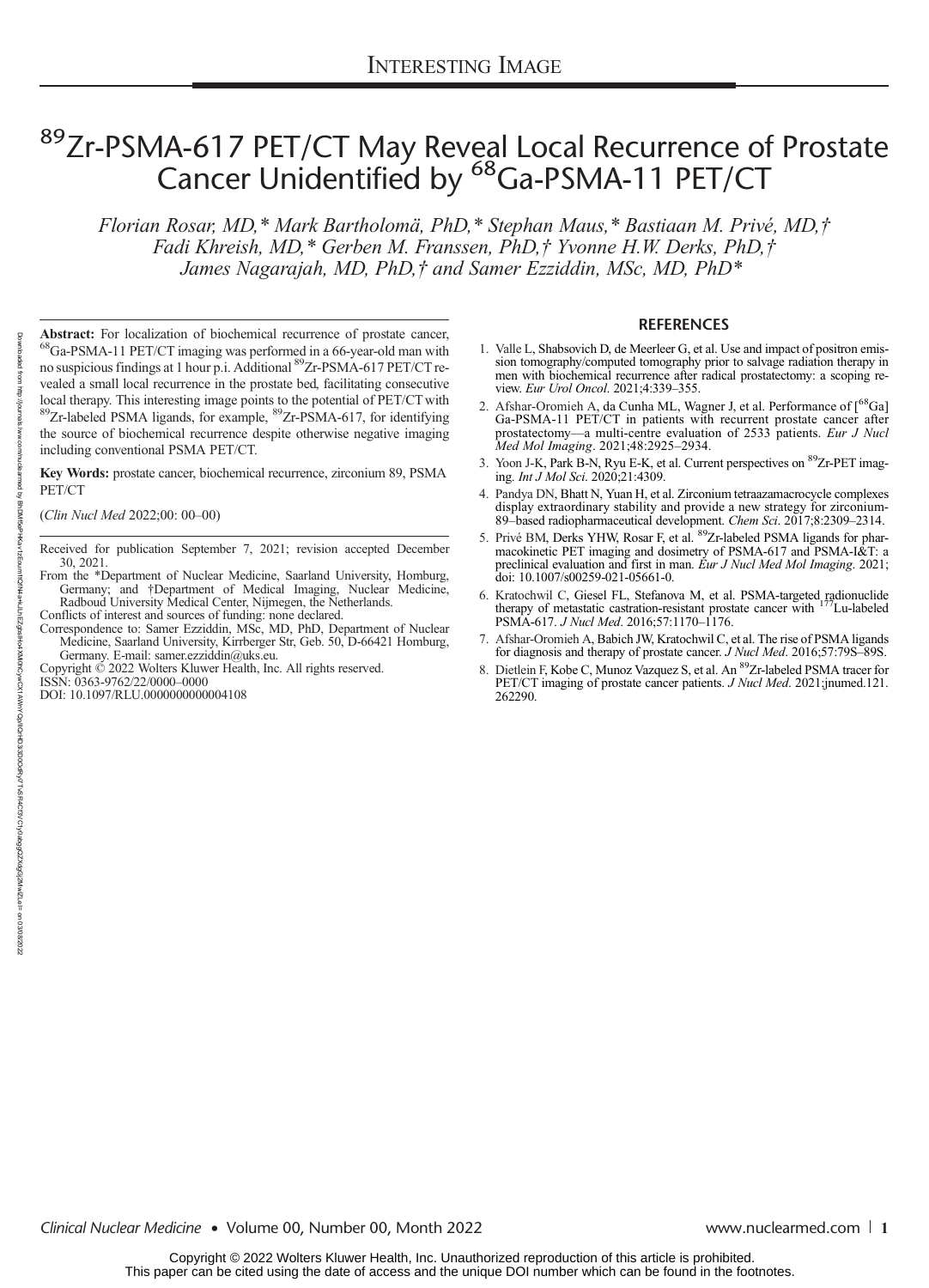# $^{89}$Zr-PSMA-617 PET/CT May Reveal Local Recurrence of Prostate Cancer Unidentified by $^{68}$Ga-PSMA-11 PET/CT

*Florian Rosar, MD,\* Mark Bartholomä, PhD,\* Stephan Maus,\* Bastiaan M. Privé, MD,† Fadi Khreish, MD,\* Gerben M. Franssen, PhD,† Yvonne H.W. Derks, PhD,† James Nagarajah, MD, PhD,† and Samer Ezziddin, MSc, MD, PhD\**

**Abstract:** For localization of biochemical recurrence of prostate cancer, $^{68}$Ga-PSMA-11 PET/CT imaging was performed in a 66-year-old man with no suspicious findings at 1 hour p.i. Additional $^{89}$Zr-PSMA-617 PET/CT revealed a small local recurrence in the prostate bed, facilitating consecutive local therapy. This interesting image points to the potential of PET/CT with $^{89}$Zr-labeled PSMA ligands, for example, $^{89}$Zr-PSMA-617, for identifying the source of biochemical recurrence despite otherwise negative imaging including conventional PSMA PET/CT.

**Key Words:** prostate cancer, biochemical recurrence, zirconium 89, PSMA PET/CT

(*Clin Nucl Med* 2022;00: 00–00)

Received for publication September 7, 2021; revision accepted December 30, 2021.

From the \*Department of Nuclear Medicine, Saarland University, Homburg, Germany; and †Department of Medical Imaging, Nuclear Medicine, Radboud University Medical Center, Nijmegen, the Netherlands.

Conflicts of interest and sources of funding: none declared.

Correspondence to: Samer Ezziddin, MSc, MD, PhD, Department of Nuclear Medicine, Saarland University, Kirrberger Str, Geb. 50, D-66421 Homburg, Germany. E-mail: samer.ezziddin@uks.eu.

Copyright © 2022 Wolters Kluwer Health, Inc. All rights reserved.

ISSN: 0363-9762/22/0000–0000

DOI: 10.1097/RLU.0000000000004108

## REFERENCES

1. Valle L, Shabsovich D, de Meerleer G, et al. Use and impact of positron emission tomography/computed tomography prior to salvage radiation therapy in men with biochemical recurrence after radical prostatectomy: a scoping review. *Eur Urol Oncol*. 2021;4:339–355.
2. Afshar-Oromieh A, da Cunha ML, Wagner J, et al. Performance of [$^{68}$Ga] Ga-PSMA-11 PET/CT in patients with recurrent prostate cancer after prostatectomy—a multi-centre evaluation of 2533 patients. *Eur J Nucl Med Mol Imaging*. 2021;48:2925–2934.
3. Yoon J-K, Park B-N, Ryu E-K, et al. Current perspectives on $^{89}$Zr-PET imaging. *Int J Mol Sci*. 2020;21:4309.
4. Pandya DN, Bhatt N, Yuan H, et al. Zirconium tetraazamacrocycle complexes display extraordinary stability and provide a new strategy for zirconium-89–based radiopharmaceutical development. *Chem Sci*. 2017;8:2309–2314.
5. Privé BM, Derks YHW, Rosar F, et al. $^{89}$Zr-labeled PSMA ligands for pharmacokinetic PET imaging and dosimetry of PSMA-617 and PSMA-I&T: a preclinical evaluation and first in man. *Eur J Nucl Med Mol Imaging*. 2021; doi: 10.1007/s00259-021-05661-0.
6. Kratochwil C, Giesel FL, Stefanova M, et al. PSMA-targeted radionuclide therapy of metastatic castration-resistant prostate cancer with $^{177}$Lu-labeled PSMA-617. *J Nucl Med*. 2016;57:1170–1176.
7. Afshar-Oromieh A, Babich JW, Kratochwil C, et al. The rise of PSMA ligands for diagnosis and therapy of prostate cancer. *J Nucl Med*. 2016;57:79S–89S.
8. Dietlein F, Kobe C, Munoz Vazquez S, et al. An $^{89}$Zr-labeled PSMA tracer for PET/CT imaging of prostate cancer patients. *J Nucl Med*. 2021;jnumed.121.262290.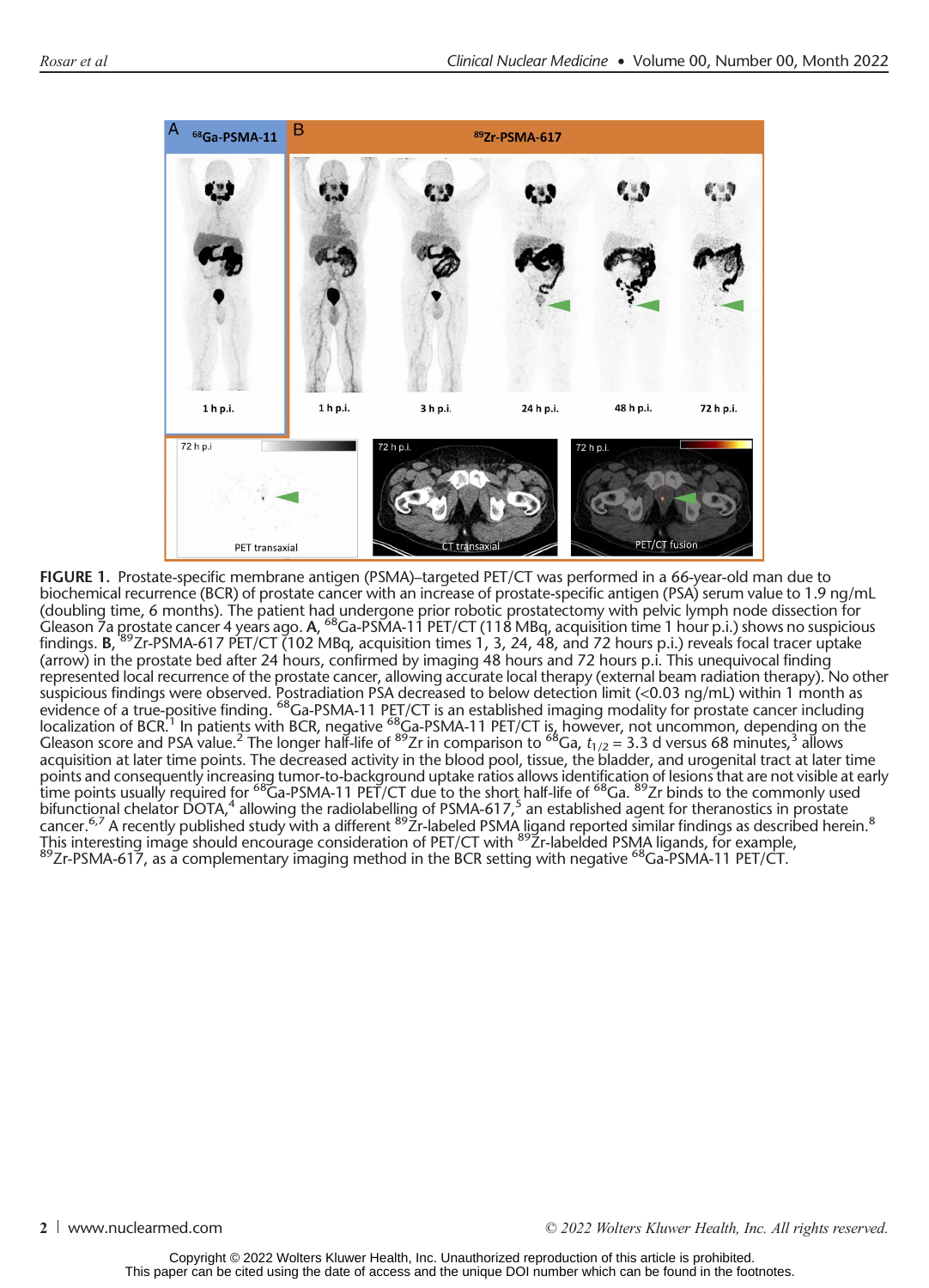A $^{68}$Ga-PSMA-11

B $^{89}$Zr-PSMA-617

1 h p.i.

1 h p.i.

3 h p.i.

24 h p.i.

48 h p.i.

72 h p.i.

72 h p.i

PET transaxial

72 h p.i.

CT transaxial

72 h p.i.

PET/CT fusion

**FIGURE 1.** Prostate-specific membrane antigen (PSMA)–targeted PET/CT was performed in a 66-year-old man due to biochemical recurrence (BCR) of prostate cancer with an increase of prostate-specific antigen (PSA) serum value to 1.9 ng/mL (doubling time, 6 months). The patient had undergone prior robotic prostatectomy with pelvic lymph node dissection for Gleason 7a prostate cancer 4 years ago. **A**, $^{68}$Ga-PSMA-11 PET/CT (118 MBq, acquisition time 1 hour p.i.) shows no suspicious findings. **B**, $^{89}$Zr-PSMA-617 PET/CT (102 MBq, acquisition times 1, 3, 24, 48, and 72 hours p.i.) reveals focal tracer uptake (arrow) in the prostate bed after 24 hours, confirmed by imaging 48 hours and 72 hours p.i. This unequivocal finding represented local recurrence of the prostate cancer, allowing accurate local therapy (external beam radiation therapy). No other suspicious findings were observed. Postradiation PSA decreased to below detection limit (<0.03 ng/mL) within 1 month as evidence of a true-positive finding. $^{68}$Ga-PSMA-11 PET/CT is an established imaging modality for prostate cancer including localization of BCR.[1] In patients with BCR, negative $^{68}$Ga-PSMA-11 PET/CT is, however, not uncommon, depending on the Gleason score and PSA value.[2] The longer half-life of $^{89}$Zr in comparison to $^{68}$Ga, $t_{1/2}$ = 3.3 d versus 68 minutes,[3] allows acquisition at later time points. The decreased activity in the blood pool, tissue, the bladder, and urogenital tract at later time points and consequently increasing tumor-to-background uptake ratios allows identification of lesions that are not visible at early time points usually required for $^{68}$Ga-PSMA-11 PET/CT due to the short half-life of $^{68}$Ga. $^{89}$Zr binds to the commonly used bifunctional chelator DOTA,[4] allowing the radiolabelling of PSMA-617,[5] an established agent for theranostics in prostate cancer.[6,7] A recently published study with a different $^{89}$Zr-labeled PSMA ligand reported similar findings as described herein.[8] This interesting image should encourage consideration of PET/CT with $^{89}$Zr-labelded PSMA ligands, for example, $^{89}$Zr-PSMA-617, as a complementary imaging method in the BCR setting with negative $^{68}$Ga-PSMA-11 PET/CT.

Copyright © 2022 Wolters Kluwer Health, Inc. Unauthorized reproduction of this article is prohibited.
This paper can be cited using the date of access and the unique DOI number which can be found in the footnotes.